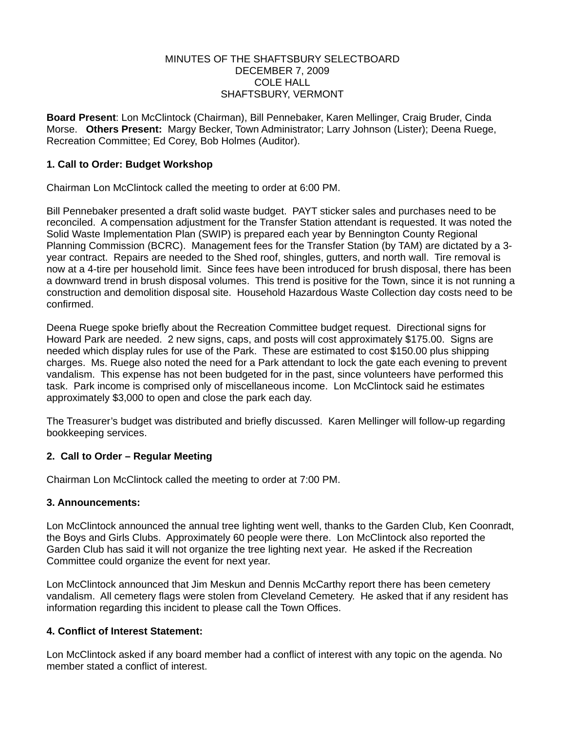MINUTES OF THE SHAFTSBURY SELECTBOARD
DECEMBER 7, 2009
COLE HALL
SHAFTSBURY, VERMONT

**Board Present**: Lon McClintock (Chairman), Bill Pennebaker, Karen Mellinger, Craig Bruder, Cinda Morse. **Others Present:** Margy Becker, Town Administrator; Larry Johnson (Lister); Deena Ruege, Recreation Committee; Ed Corey, Bob Holmes (Auditor).

**1. Call to Order: Budget Workshop**

Chairman Lon McClintock called the meeting to order at 6:00 PM.

Bill Pennebaker presented a draft solid waste budget. PAYT sticker sales and purchases need to be reconciled. A compensation adjustment for the Transfer Station attendant is requested. It was noted the Solid Waste Implementation Plan (SWIP) is prepared each year by Bennington County Regional Planning Commission (BCRC). Management fees for the Transfer Station (by TAM) are dictated by a 3-year contract. Repairs are needed to the Shed roof, shingles, gutters, and north wall. Tire removal is now at a 4-tire per household limit. Since fees have been introduced for brush disposal, there has been a downward trend in brush disposal volumes. This trend is positive for the Town, since it is not running a construction and demolition disposal site. Household Hazardous Waste Collection day costs need to be confirmed.

Deena Ruege spoke briefly about the Recreation Committee budget request. Directional signs for Howard Park are needed. 2 new signs, caps, and posts will cost approximately $175.00. Signs are needed which display rules for use of the Park. These are estimated to cost $150.00 plus shipping charges. Ms. Ruege also noted the need for a Park attendant to lock the gate each evening to prevent vandalism. This expense has not been budgeted for in the past, since volunteers have performed this task. Park income is comprised only of miscellaneous income. Lon McClintock said he estimates approximately $3,000 to open and close the park each day.

The Treasurer's budget was distributed and briefly discussed. Karen Mellinger will follow-up regarding bookkeeping services.

**2. Call to Order – Regular Meeting**

Chairman Lon McClintock called the meeting to order at 7:00 PM.

**3. Announcements:**

Lon McClintock announced the annual tree lighting went well, thanks to the Garden Club, Ken Coonradt, the Boys and Girls Clubs. Approximately 60 people were there. Lon McClintock also reported the Garden Club has said it will not organize the tree lighting next year. He asked if the Recreation Committee could organize the event for next year.

Lon McClintock announced that Jim Meskun and Dennis McCarthy report there has been cemetery vandalism. All cemetery flags were stolen from Cleveland Cemetery. He asked that if any resident has information regarding this incident to please call the Town Offices.

**4. Conflict of Interest Statement:**

Lon McClintock asked if any board member had a conflict of interest with any topic on the agenda. No member stated a conflict of interest.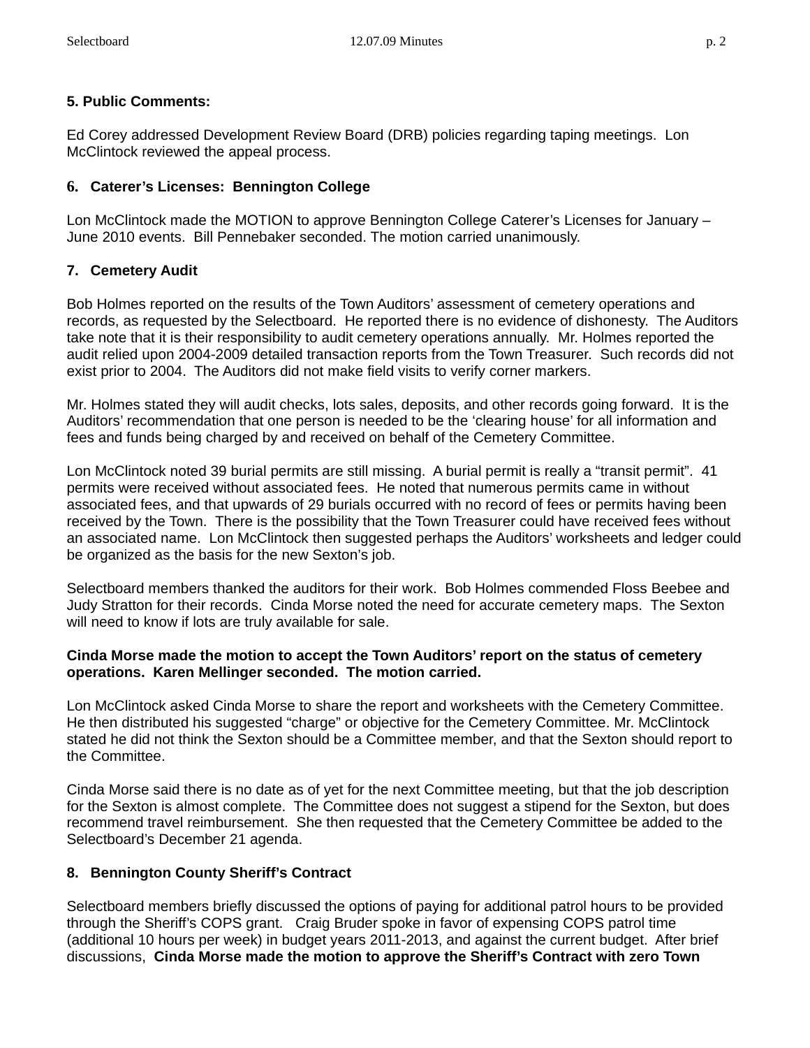**5. Public Comments:**

Ed Corey addressed Development Review Board (DRB) policies regarding taping meetings. Lon McClintock reviewed the appeal process.

**6. Caterer's Licenses: Bennington College**

Lon McClintock made the MOTION to approve Bennington College Caterer's Licenses for January – June 2010 events. Bill Pennebaker seconded. The motion carried unanimously.

**7. Cemetery Audit**

Bob Holmes reported on the results of the Town Auditors' assessment of cemetery operations and records, as requested by the Selectboard. He reported there is no evidence of dishonesty. The Auditors take note that it is their responsibility to audit cemetery operations annually. Mr. Holmes reported the audit relied upon 2004-2009 detailed transaction reports from the Town Treasurer. Such records did not exist prior to 2004. The Auditors did not make field visits to verify corner markers.

Mr. Holmes stated they will audit checks, lots sales, deposits, and other records going forward. It is the Auditors' recommendation that one person is needed to be the 'clearing house' for all information and fees and funds being charged by and received on behalf of the Cemetery Committee.

Lon McClintock noted 39 burial permits are still missing. A burial permit is really a "transit permit". 41 permits were received without associated fees. He noted that numerous permits came in without associated fees, and that upwards of 29 burials occurred with no record of fees or permits having been received by the Town. There is the possibility that the Town Treasurer could have received fees without an associated name. Lon McClintock then suggested perhaps the Auditors' worksheets and ledger could be organized as the basis for the new Sexton's job.

Selectboard members thanked the auditors for their work. Bob Holmes commended Floss Beebee and Judy Stratton for their records. Cinda Morse noted the need for accurate cemetery maps. The Sexton will need to know if lots are truly available for sale.

**Cinda Morse made the motion to accept the Town Auditors' report on the status of cemetery operations. Karen Mellinger seconded. The motion carried.**

Lon McClintock asked Cinda Morse to share the report and worksheets with the Cemetery Committee. He then distributed his suggested "charge" or objective for the Cemetery Committee. Mr. McClintock stated he did not think the Sexton should be a Committee member, and that the Sexton should report to the Committee.

Cinda Morse said there is no date as of yet for the next Committee meeting, but that the job description for the Sexton is almost complete. The Committee does not suggest a stipend for the Sexton, but does recommend travel reimbursement. She then requested that the Cemetery Committee be added to the Selectboard's December 21 agenda.

**8. Bennington County Sheriff's Contract**

Selectboard members briefly discussed the options of paying for additional patrol hours to be provided through the Sheriff's COPS grant. Craig Bruder spoke in favor of expensing COPS patrol time (additional 10 hours per week) in budget years 2011-2013, and against the current budget. After brief discussions, **Cinda Morse made the motion to approve the Sheriff's Contract with zero Town**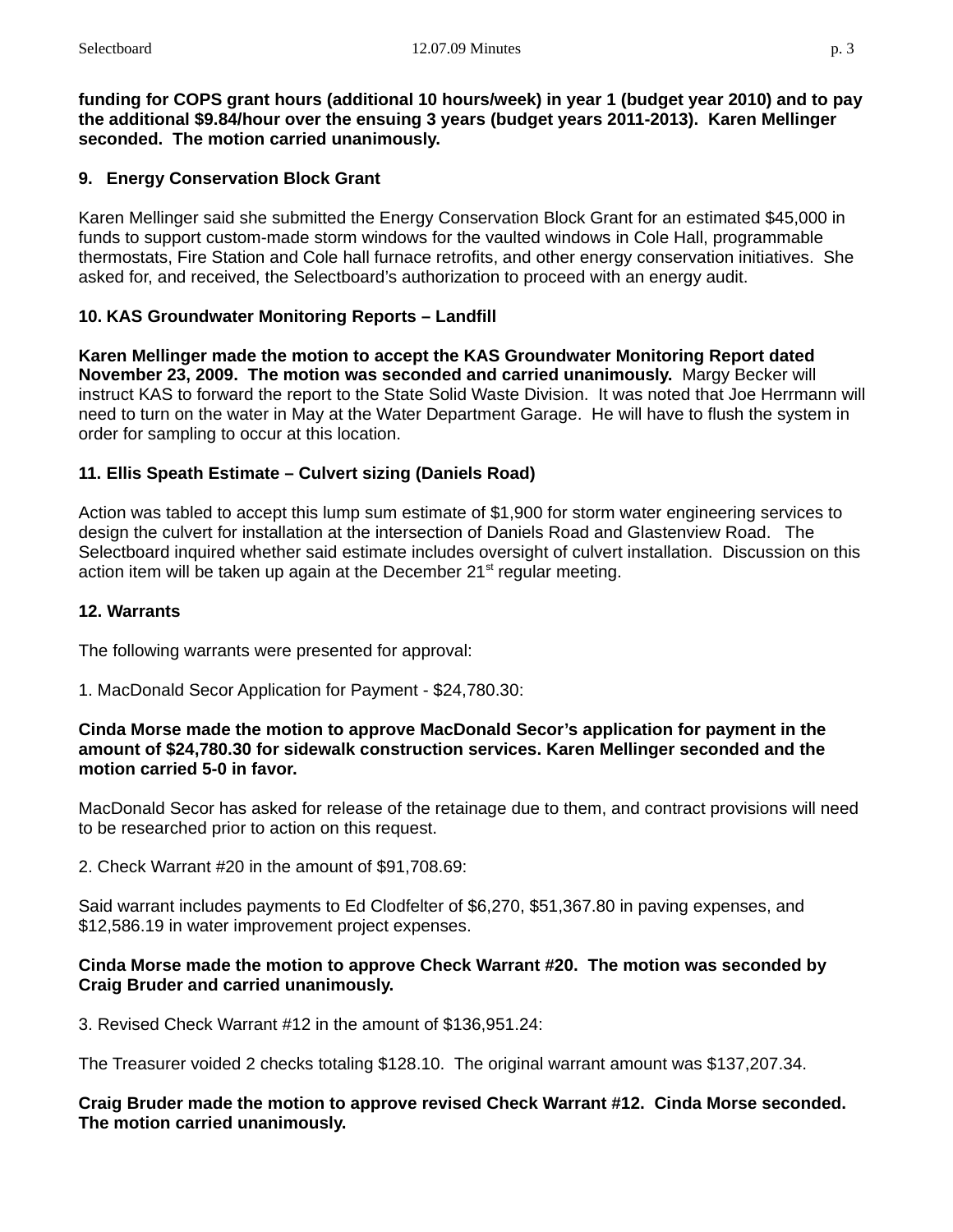**funding for COPS grant hours (additional 10 hours/week) in year 1 (budget year 2010) and to pay the additional $9.84/hour over the ensuing 3 years (budget years 2011-2013). Karen Mellinger seconded. The motion carried unanimously.**

### 9. Energy Conservation Block Grant

Karen Mellinger said she submitted the Energy Conservation Block Grant for an estimated $45,000 in funds to support custom-made storm windows for the vaulted windows in Cole Hall, programmable thermostats, Fire Station and Cole hall furnace retrofits, and other energy conservation initiatives. She asked for, and received, the Selectboard's authorization to proceed with an energy audit.

### 10. KAS Groundwater Monitoring Reports – Landfill

**Karen Mellinger made the motion to accept the KAS Groundwater Monitoring Report dated November 23, 2009. The motion was seconded and carried unanimously.** Margy Becker will instruct KAS to forward the report to the State Solid Waste Division. It was noted that Joe Herrmann will need to turn on the water in May at the Water Department Garage. He will have to flush the system in order for sampling to occur at this location.

### 11. Ellis Speath Estimate – Culvert sizing (Daniels Road)

Action was tabled to accept this lump sum estimate of $1,900 for storm water engineering services to design the culvert for installation at the intersection of Daniels Road and Glastenview Road. The Selectboard inquired whether said estimate includes oversight of culvert installation. Discussion on this action item will be taken up again at the December 21st regular meeting.

### 12. Warrants

The following warrants were presented for approval:

1. MacDonald Secor Application for Payment - $24,780.30:

**Cinda Morse made the motion to approve MacDonald Secor's application for payment in the amount of $24,780.30 for sidewalk construction services. Karen Mellinger seconded and the motion carried 5-0 in favor.**

MacDonald Secor has asked for release of the retainage due to them, and contract provisions will need to be researched prior to action on this request.

2. Check Warrant #20 in the amount of $91,708.69:

Said warrant includes payments to Ed Clodfelter of $6,270, $51,367.80 in paving expenses, and $12,586.19 in water improvement project expenses.

**Cinda Morse made the motion to approve Check Warrant #20. The motion was seconded by Craig Bruder and carried unanimously.**

3. Revised Check Warrant #12 in the amount of $136,951.24:

The Treasurer voided 2 checks totaling $128.10. The original warrant amount was $137,207.34.

**Craig Bruder made the motion to approve revised Check Warrant #12. Cinda Morse seconded. The motion carried unanimously.**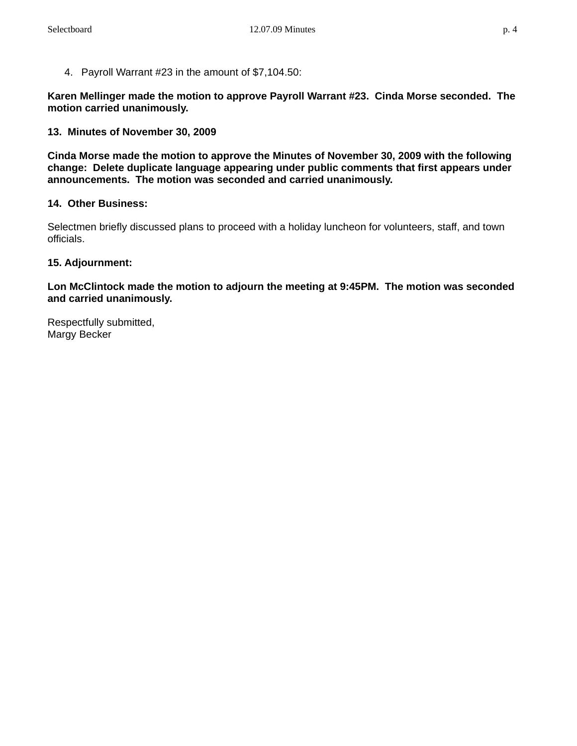4. Payroll Warrant #23 in the amount of $7,104.50:

**Karen Mellinger made the motion to approve Payroll Warrant #23. Cinda Morse seconded. The motion carried unanimously.**

**13. Minutes of November 30, 2009**

**Cinda Morse made the motion to approve the Minutes of November 30, 2009 with the following change: Delete duplicate language appearing under public comments that first appears under announcements. The motion was seconded and carried unanimously.**

**14. Other Business:**

Selectmen briefly discussed plans to proceed with a holiday luncheon for volunteers, staff, and town officials.

**15. Adjournment:**

**Lon McClintock made the motion to adjourn the meeting at 9:45PM. The motion was seconded and carried unanimously.**

Respectfully submitted,
Margy Becker